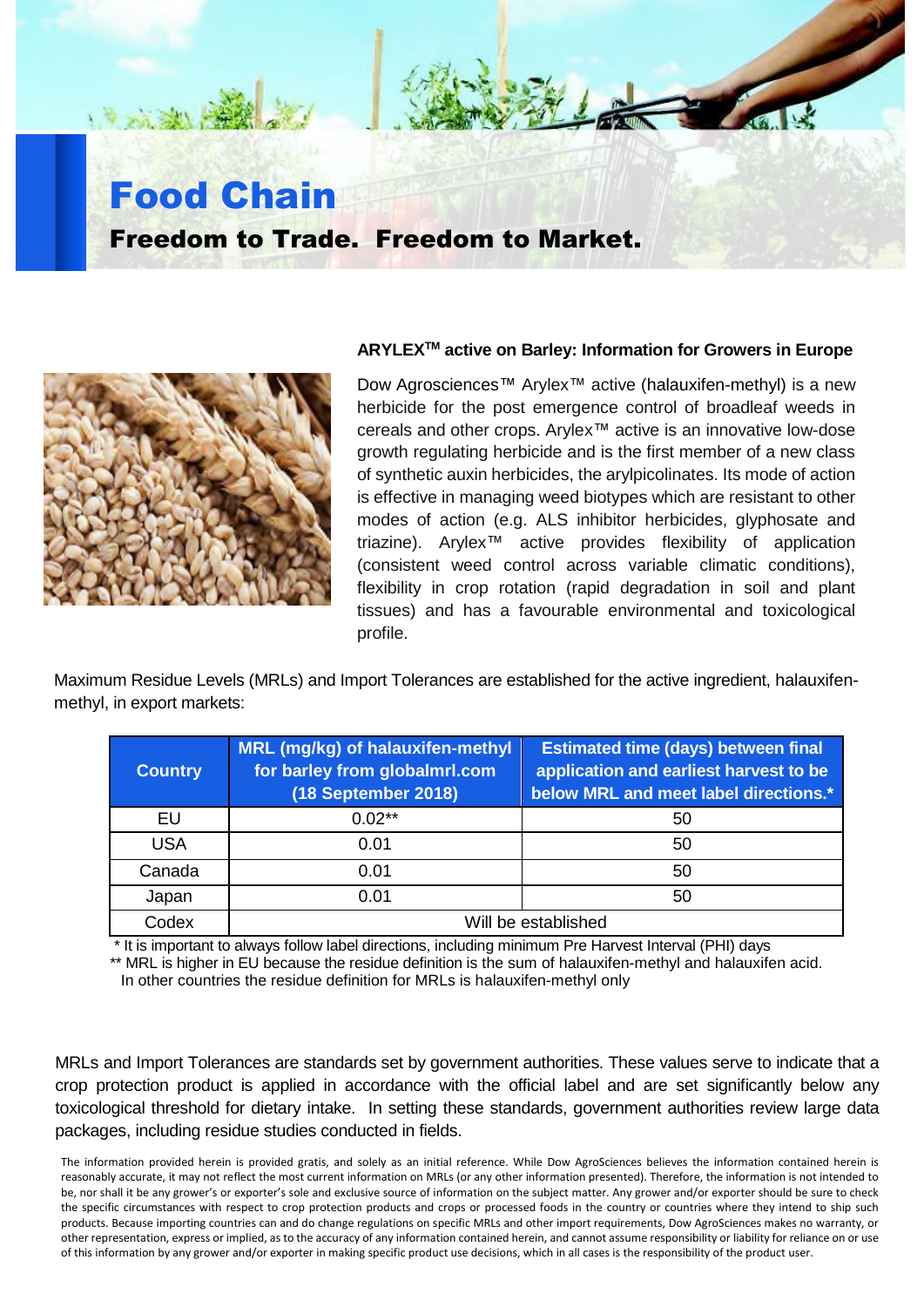# Food Chain

## Freedom to Trade. Freedom to Market.

### ARYLEX™ active on Barley: Information for Growers in Europe

Dow Agrosciences™ Arylex™ active (halauxifen-methyl) is a new herbicide for the post emergence control of broadleaf weeds in cereals and other crops. Arylex™ active is an innovative low-dose growth regulating herbicide and is the first member of a new class of synthetic auxin herbicides, the arylpicolinates. Its mode of action is effective in managing weed biotypes which are resistant to other modes of action (e.g. ALS inhibitor herbicides, glyphosate and triazine). Arylex™ active provides flexibility of application (consistent weed control across variable climatic conditions), flexibility in crop rotation (rapid degradation in soil and plant tissues) and has a favourable environmental and toxicological profile.

Maximum Residue Levels (MRLs) and Import Tolerances are established for the active ingredient, halauxifen-methyl, in export markets:

| Country | MRL (mg/kg) of halauxifen-methyl for barley from globalmrl.com (18 September 2018) | Estimated time (days) between final application and earliest harvest to be below MRL and meet label directions.* |
|---|---|---|
| EU | 0.02** | 50 |
| USA | 0.01 | 50 |
| Canada | 0.01 | 50 |
| Japan | 0.01 | 50 |
| Codex | Will be established | |

\* It is important to always follow label directions, including minimum Pre Harvest Interval (PHI) days

\*\* MRL is higher in EU because the residue definition is the sum of halauxifen-methyl and halauxifen acid. In other countries the residue definition for MRLs is halauxifen-methyl only

MRLs and Import Tolerances are standards set by government authorities. These values serve to indicate that a crop protection product is applied in accordance with the official label and are set significantly below any toxicological threshold for dietary intake. In setting these standards, government authorities review large data packages, including residue studies conducted in fields.

The information provided herein is provided gratis, and solely as an initial reference. While Dow AgroSciences believes the information contained herein is reasonably accurate, it may not reflect the most current information on MRLs (or any other information presented). Therefore, the information is not intended to be, nor shall it be any grower's or exporter's sole and exclusive source of information on the subject matter. Any grower and/or exporter should be sure to check the specific circumstances with respect to crop protection products and crops or processed foods in the country or countries where they intend to ship such products. Because importing countries can and do change regulations on specific MRLs and other import requirements, Dow AgroSciences makes no warranty, or other representation, express or implied, as to the accuracy of any information contained herein, and cannot assume responsibility or liability for reliance on or use of this information by any grower and/or exporter in making specific product use decisions, which in all cases is the responsibility of the product user.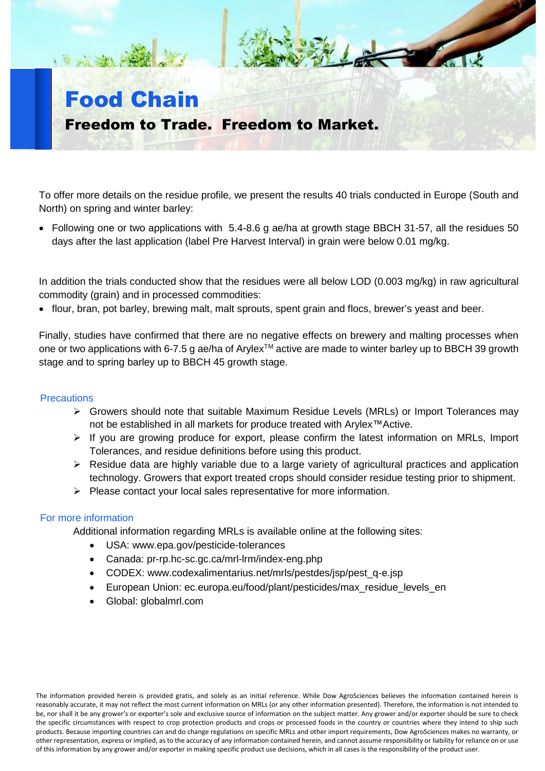# Food Chain

## Freedom to Trade. Freedom to Market.

To offer more details on the residue profile, we present the results 40 trials conducted in Europe (South and North) on spring and winter barley:

- Following one or two applications with 5.4-8.6 g ae/ha at growth stage BBCH 31-57, all the residues 50 days after the last application (label Pre Harvest Interval) in grain were below 0.01 mg/kg.

In addition the trials conducted show that the residues were all below LOD (0.003 mg/kg) in raw agricultural commodity (grain) and in processed commodities:

- flour, bran, pot barley, brewing malt, malt sprouts, spent grain and flocs, brewer's yeast and beer.

Finally, studies have confirmed that there are no negative effects on brewery and malting processes when one or two applications with 6-7.5 g ae/ha of Arylex™ active are made to winter barley up to BBCH 39 growth stage and to spring barley up to BBCH 45 growth stage.

### Precautions

- Growers should note that suitable Maximum Residue Levels (MRLs) or Import Tolerances may not be established in all markets for produce treated with Arylex™Active.
- If you are growing produce for export, please confirm the latest information on MRLs, Import Tolerances, and residue definitions before using this product.
- Residue data are highly variable due to a large variety of agricultural practices and application technology. Growers that export treated crops should consider residue testing prior to shipment.
- Please contact your local sales representative for more information.

### For more information

Additional information regarding MRLs is available online at the following sites:

- USA: www.epa.gov/pesticide-tolerances
- Canada: pr-rp.hc-sc.gc.ca/mrl-lrm/index-eng.php
- CODEX: www.codexalimentarius.net/mrls/pestdes/jsp/pest_q-e.jsp
- European Union: ec.europa.eu/food/plant/pesticides/max_residue_levels_en
- Global: globalmrl.com

The information provided herein is provided gratis, and solely as an initial reference. While Dow AgroSciences believes the information contained herein is reasonably accurate, it may not reflect the most current information on MRLs (or any other information presented). Therefore, the information is not intended to be, nor shall it be any grower's or exporter's sole and exclusive source of information on the subject matter. Any grower and/or exporter should be sure to check the specific circumstances with respect to crop protection products and crops or processed foods in the country or countries where they intend to ship such products. Because importing countries can and do change regulations on specific MRLs and other import requirements, Dow AgroSciences makes no warranty, or other representation, express or implied, as to the accuracy of any information contained herein, and cannot assume responsibility or liability for reliance on or use of this information by any grower and/or exporter in making specific product use decisions, which in all cases is the responsibility of the product user.